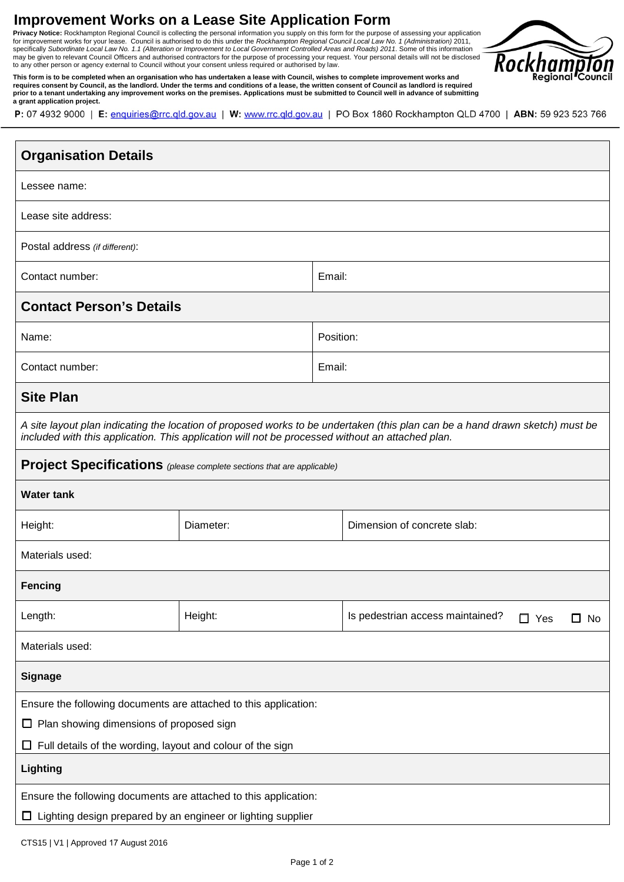# Improvement Works on a Lease Site Application Form

**Privacy Notice:** Rockhampton Regional Council is collecting the personal information you supply on this form for the purpose of assessing your application for improvement works for your lease. Council is authorised to do this under the *Rockhampton Regional Council Local Law No. 1 (Administration)* 2011, specifically *Subordinate Local Law No. 1.1 (Alteration or Improvement to Local Government Controlled Areas and Roads) 2011*. Some of this information may be given to relevant Council Officers and authorised contractors for the purpose of processing your request. Your personal details will not be disclosed to any other person or agency external to Council without your consent unless required or authorised by law.

**This form is to be completed when an organisation who has undertaken a lease with Council, wishes to complete improvement works and requires consent by Council, as the landlord. Under the terms and conditions of a lease, the written consent of Council as landlord is required prior to a tenant undertaking any improvement works on the premises. Applications must be submitted to Council well in advance of submitting a grant application project.**

**P:** 07 4932 9000 | **E:** enquiries@rrc.qld.gov.au | **W:** www.rrc.qld.gov.au | PO Box 1860 Rockhampton QLD 4700 | **ABN:** 59 923 523 766

## Organisation Details

| | |
|---|---|
| Lessee name: | |
| Lease site address: | |
| Postal address *(if different)*: | |
| Contact number: | Email: |

## Contact Person's Details

| | |
|---|---|
| Name: | Position: |
| Contact number: | Email: |

## Site Plan

*A site layout plan indicating the location of proposed works to be undertaken (this plan can be a hand drawn sketch) must be included with this application. This application will not be processed without an attached plan.*

## Project Specifications *(please complete sections that are applicable)*

### Water tank

| | | |
|---|---|---|
| Height: | Diameter: | Dimension of concrete slab: |
| Materials used: | | |

### Fencing

| | | |
|---|---|---|
| Length: | Height: | Is pedestrian access maintained? ☐ Yes ☐ No |
| Materials used: | | |

### Signage

Ensure the following documents are attached to this application:

☐ Plan showing dimensions of proposed sign

☐ Full details of the wording, layout and colour of the sign

### Lighting

Ensure the following documents are attached to this application:

☐ Lighting design prepared by an engineer or lighting supplier

CTS15 | V1 | Approved 17 August 2016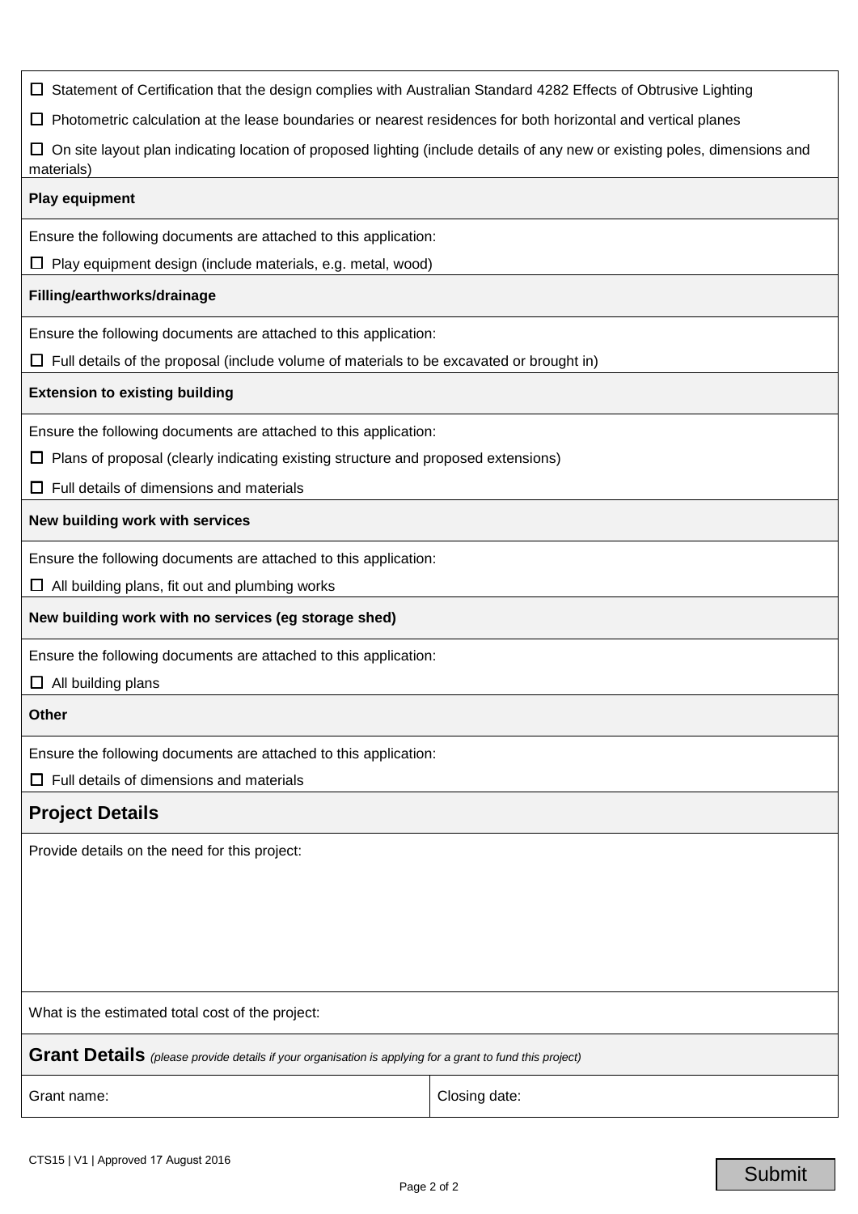- ☐ Statement of Certification that the design complies with Australian Standard 4282 Effects of Obtrusive Lighting
- ☐ Photometric calculation at the lease boundaries or nearest residences for both horizontal and vertical planes
- ☐ On site layout plan indicating location of proposed lighting (include details of any new or existing poles, dimensions and materials)

**Play equipment**

Ensure the following documents are attached to this application:

- ☐ Play equipment design (include materials, e.g. metal, wood)

**Filling/earthworks/drainage**

Ensure the following documents are attached to this application:

- ☐ Full details of the proposal (include volume of materials to be excavated or brought in)

**Extension to existing building**

Ensure the following documents are attached to this application:

- ☐ Plans of proposal (clearly indicating existing structure and proposed extensions)
- ☐ Full details of dimensions and materials

**New building work with services**

Ensure the following documents are attached to this application:

- ☐ All building plans, fit out and plumbing works

**New building work with no services (eg storage shed)**

Ensure the following documents are attached to this application:

- ☐ All building plans

**Other**

Ensure the following documents are attached to this application:

- ☐ Full details of dimensions and materials

## Project Details

Provide details on the need for this project:

What is the estimated total cost of the project:

## Grant Details *(please provide details if your organisation is applying for a grant to fund this project)*

| | |
|---|---|
| Grant name: | Closing date: |

CTS15 | V1 | Approved 17 August 2016

Submit